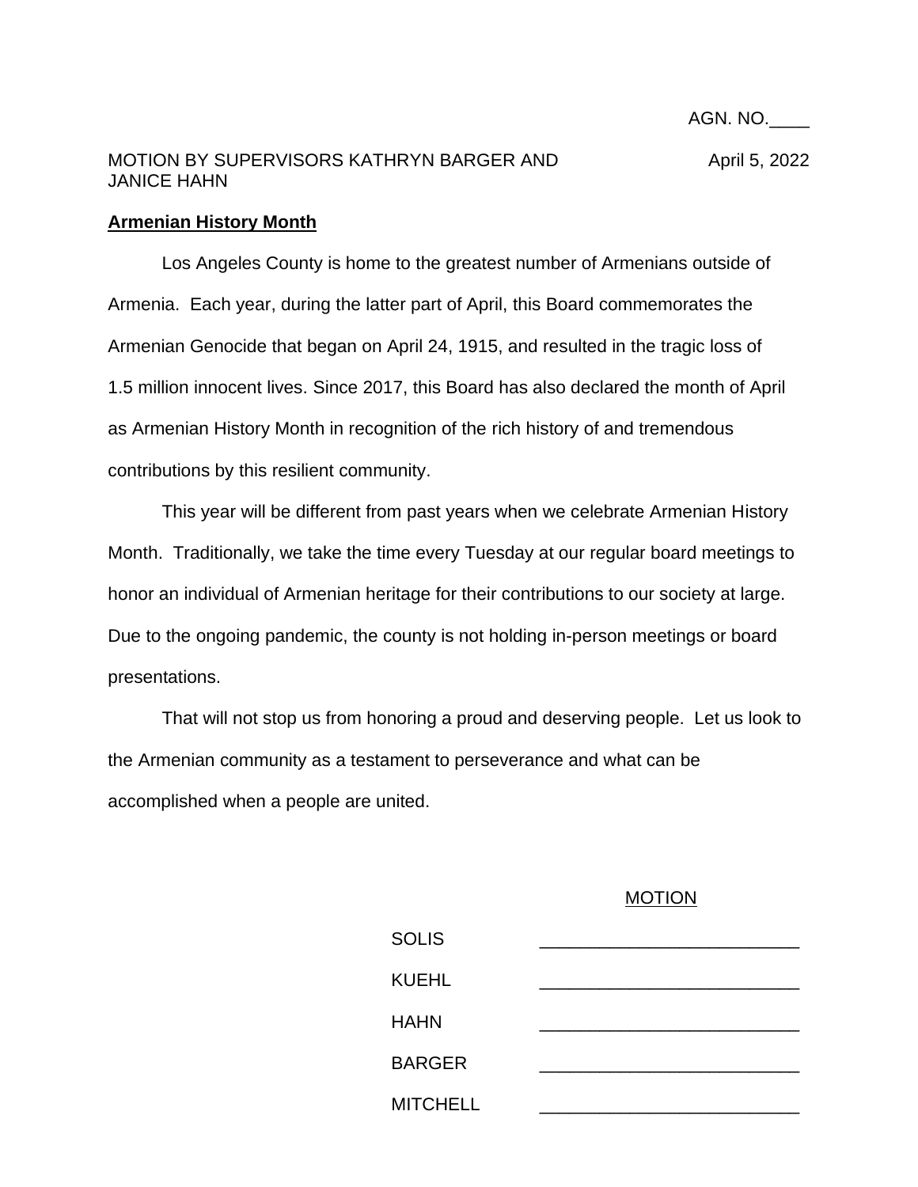AGN. NO.____

MOTION BY SUPERVISORS KATHRYN BARGER AND JANICE HAHN

April 5, 2022

**Armenian History Month**

Los Angeles County is home to the greatest number of Armenians outside of Armenia. Each year, during the latter part of April, this Board commemorates the Armenian Genocide that began on April 24, 1915, and resulted in the tragic loss of 1.5 million innocent lives. Since 2017, this Board has also declared the month of April as Armenian History Month in recognition of the rich history of and tremendous contributions by this resilient community.

This year will be different from past years when we celebrate Armenian History Month. Traditionally, we take the time every Tuesday at our regular board meetings to honor an individual of Armenian heritage for their contributions to our society at large. Due to the ongoing pandemic, the county is not holding in-person meetings or board presentations.

That will not stop us from honoring a proud and deserving people. Let us look to the Armenian community as a testament to perseverance and what can be accomplished when a people are united.

| | MOTION |
|---|---|
| SOLIS | _______________________ |
| KUEHL | _______________________ |
| HAHN | _______________________ |
| BARGER | _______________________ |
| MITCHELL | _______________________ |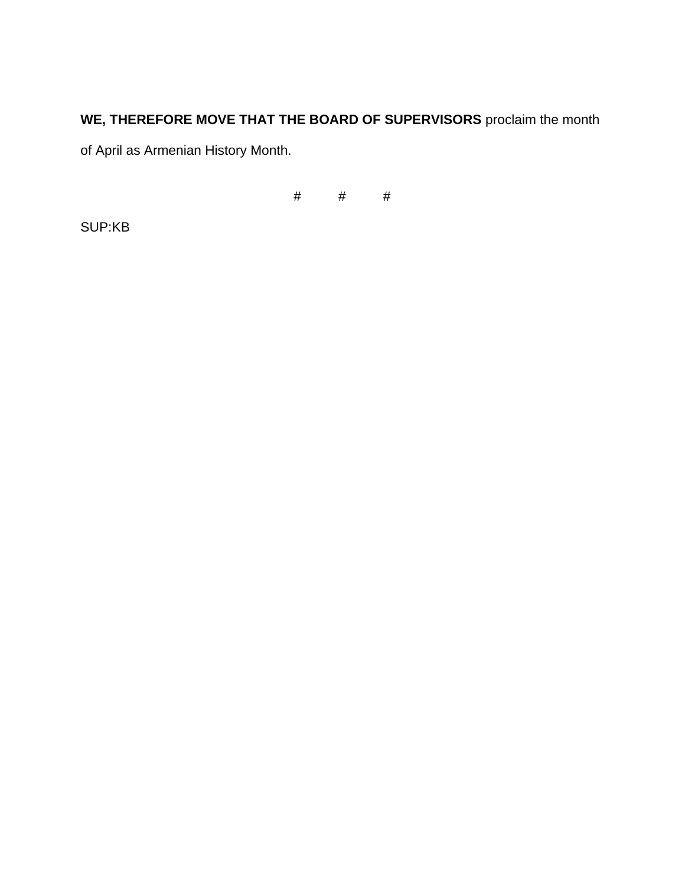**WE, THEREFORE MOVE THAT THE BOARD OF SUPERVISORS** proclaim the month of April as Armenian History Month.

# # #

SUP:KB